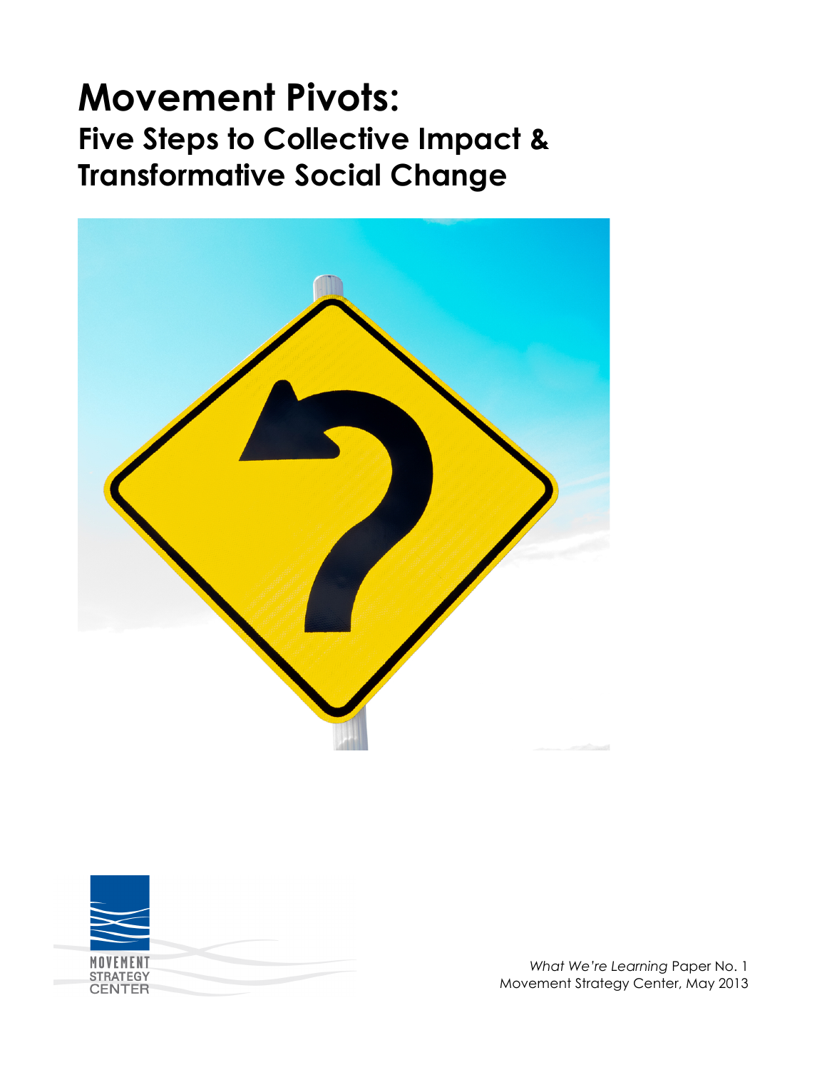# Movement Pivots:
## Five Steps to Collective Impact & Transformative Social Change

MOVEMENT STRATEGY CENTER

*What We're Learning* Paper No. 1
Movement Strategy Center, May 2013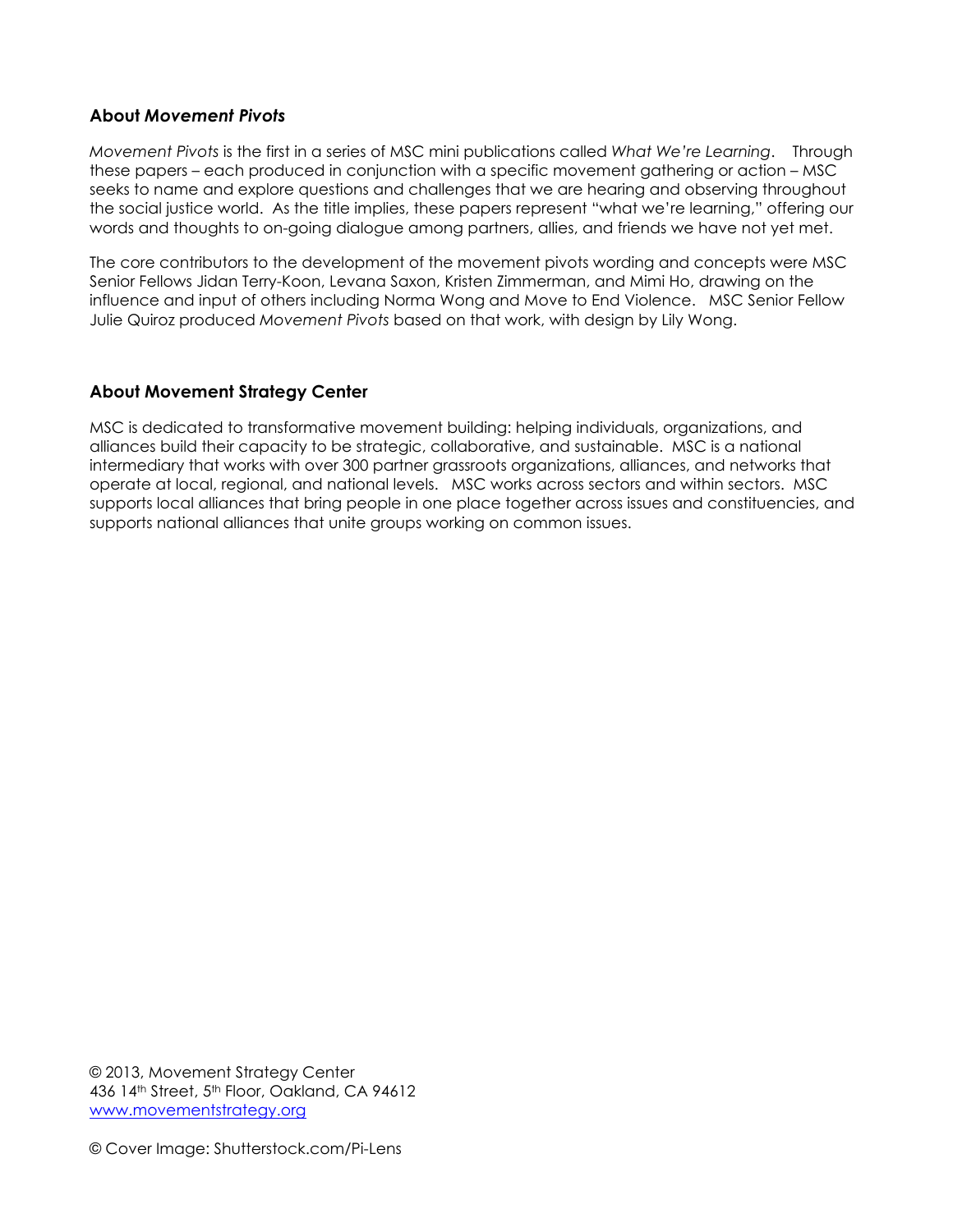### About *Movement Pivots*

*Movement Pivots* is the first in a series of MSC mini publications called *What We're Learning*. Through these papers – each produced in conjunction with a specific movement gathering or action – MSC seeks to name and explore questions and challenges that we are hearing and observing throughout the social justice world. As the title implies, these papers represent "what we're learning," offering our words and thoughts to on-going dialogue among partners, allies, and friends we have not yet met.

The core contributors to the development of the movement pivots wording and concepts were MSC Senior Fellows Jidan Terry-Koon, Levana Saxon, Kristen Zimmerman, and Mimi Ho, drawing on the influence and input of others including Norma Wong and Move to End Violence. MSC Senior Fellow Julie Quiroz produced *Movement Pivots* based on that work, with design by Lily Wong.

### About Movement Strategy Center

MSC is dedicated to transformative movement building: helping individuals, organizations, and alliances build their capacity to be strategic, collaborative, and sustainable. MSC is a national intermediary that works with over 300 partner grassroots organizations, alliances, and networks that operate at local, regional, and national levels. MSC works across sectors and within sectors. MSC supports local alliances that bring people in one place together across issues and constituencies, and supports national alliances that unite groups working on common issues.

© 2013, Movement Strategy Center
436 14th Street, 5th Floor, Oakland, CA 94612
[www.movementstrategy.org](http://www.movementstrategy.org)

© Cover Image: Shutterstock.com/Pi-Lens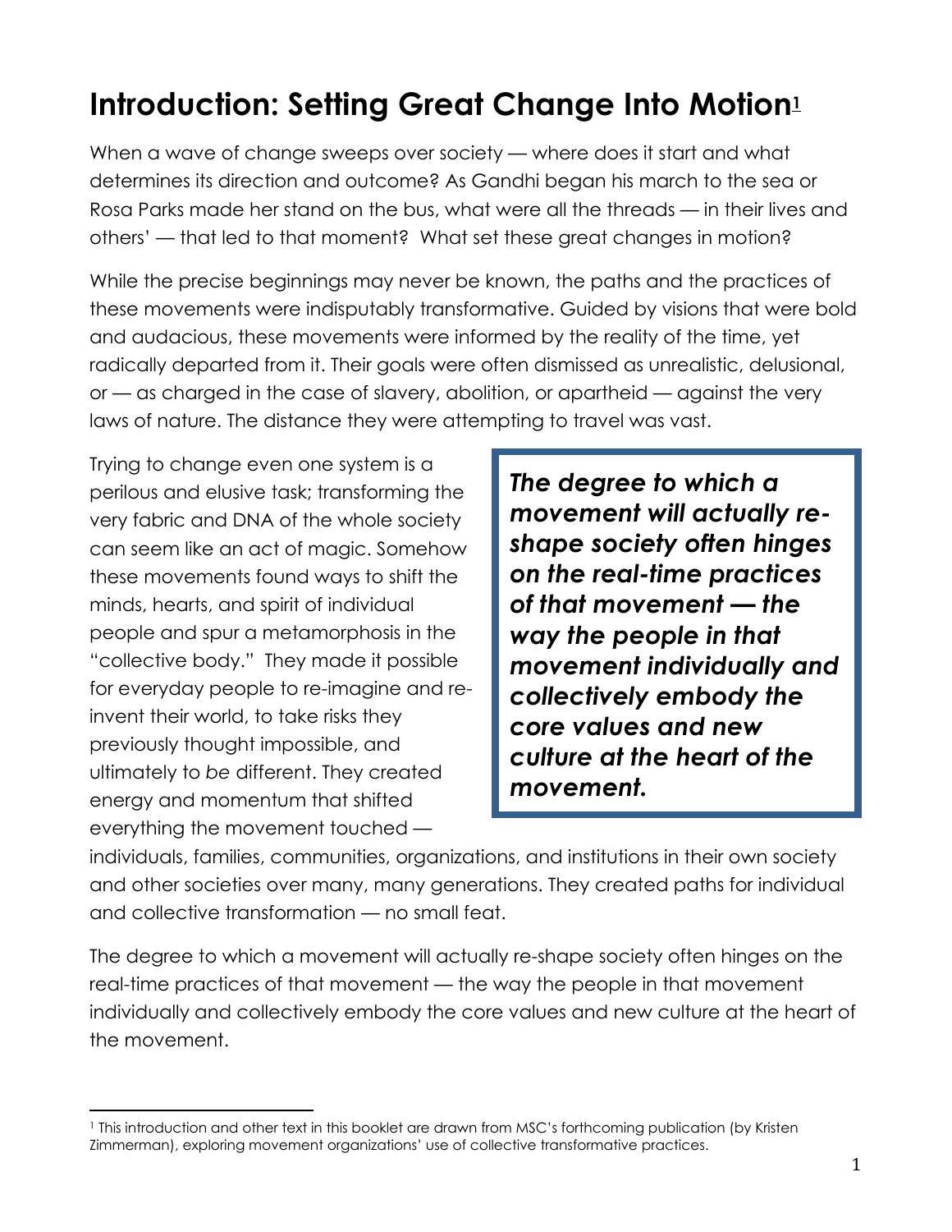# Introduction: Setting Great Change Into Motion[1]

When a wave of change sweeps over society — where does it start and what determines its direction and outcome? As Gandhi began his march to the sea or Rosa Parks made her stand on the bus, what were all the threads — in their lives and others' — that led to that moment? What set these great changes in motion?

While the precise beginnings may never be known, the paths and the practices of these movements were indisputably transformative. Guided by visions that were bold and audacious, these movements were informed by the reality of the time, yet radically departed from it. Their goals were often dismissed as unrealistic, delusional, or — as charged in the case of slavery, abolition, or apartheid — against the very laws of nature. The distance they were attempting to travel was vast.

Trying to change even one system is a perilous and elusive task; transforming the very fabric and DNA of the whole society can seem like an act of magic. Somehow these movements found ways to shift the minds, hearts, and spirit of individual people and spur a metamorphosis in the "collective body." They made it possible for everyday people to re-imagine and re-invent their world, to take risks they previously thought impossible, and ultimately to *be* different. They created energy and momentum that shifted everything the movement touched — individuals, families, communities, organizations, and institutions in their own society and other societies over many, many generations. They created paths for individual and collective transformation — no small feat.

> ***The degree to which a movement will actually re-shape society often hinges on the real-time practices of that movement — the way the people in that movement individually and collectively embody the core values and new culture at the heart of the movement.***

The degree to which a movement will actually re-shape society often hinges on the real-time practices of that movement — the way the people in that movement individually and collectively embody the core values and new culture at the heart of the movement.

[1] This introduction and other text in this booklet are drawn from MSC's forthcoming publication (by Kristen Zimmerman), exploring movement organizations' use of collective transformative practices.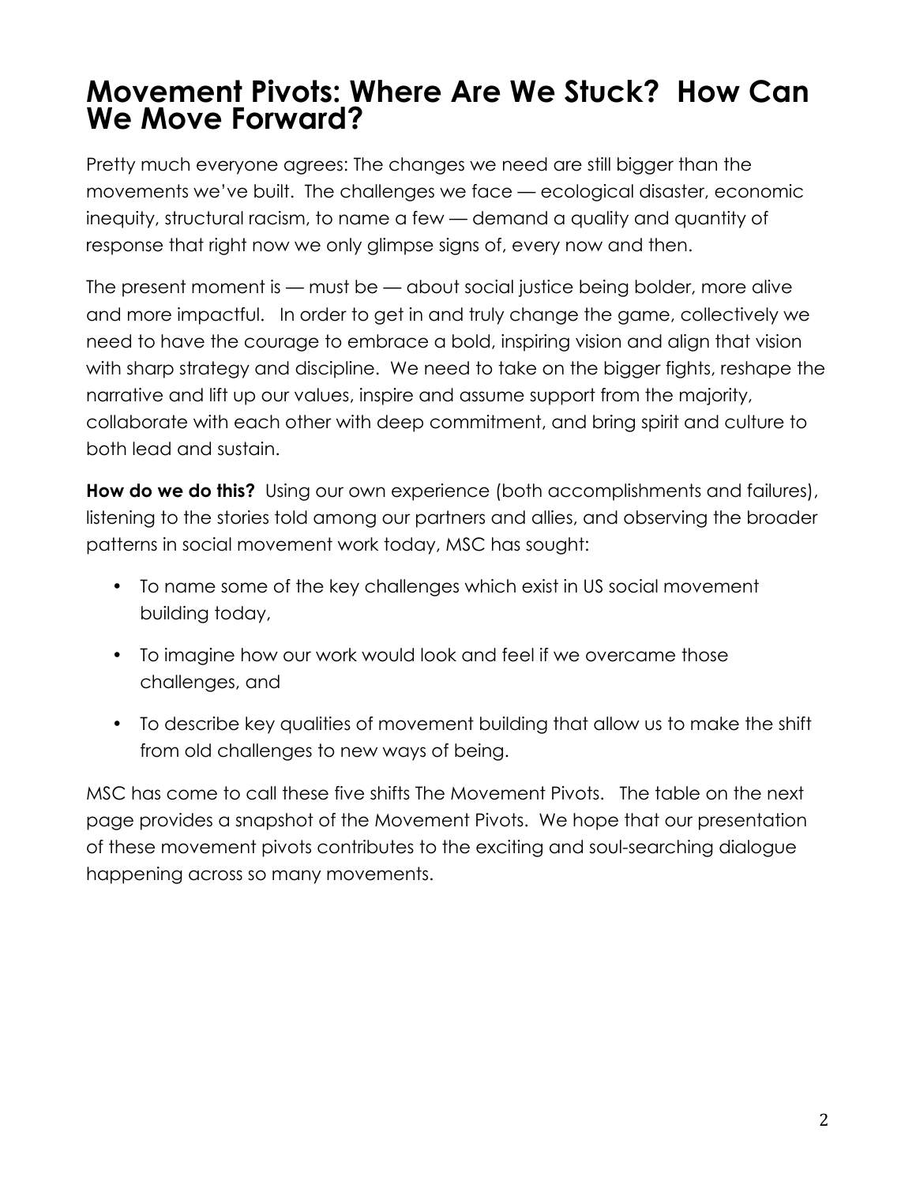# Movement Pivots: Where Are We Stuck? How Can We Move Forward?

Pretty much everyone agrees: The changes we need are still bigger than the movements we've built. The challenges we face — ecological disaster, economic inequity, structural racism, to name a few — demand a quality and quantity of response that right now we only glimpse signs of, every now and then.

The present moment is — must be — about social justice being bolder, more alive and more impactful. In order to get in and truly change the game, collectively we need to have the courage to embrace a bold, inspiring vision and align that vision with sharp strategy and discipline. We need to take on the bigger fights, reshape the narrative and lift up our values, inspire and assume support from the majority, collaborate with each other with deep commitment, and bring spirit and culture to both lead and sustain.

**How do we do this?** Using our own experience (both accomplishments and failures), listening to the stories told among our partners and allies, and observing the broader patterns in social movement work today, MSC has sought:

- To name some of the key challenges which exist in US social movement building today,
- To imagine how our work would look and feel if we overcame those challenges, and
- To describe key qualities of movement building that allow us to make the shift from old challenges to new ways of being.

MSC has come to call these five shifts The Movement Pivots. The table on the next page provides a snapshot of the Movement Pivots. We hope that our presentation of these movement pivots contributes to the exciting and soul-searching dialogue happening across so many movements.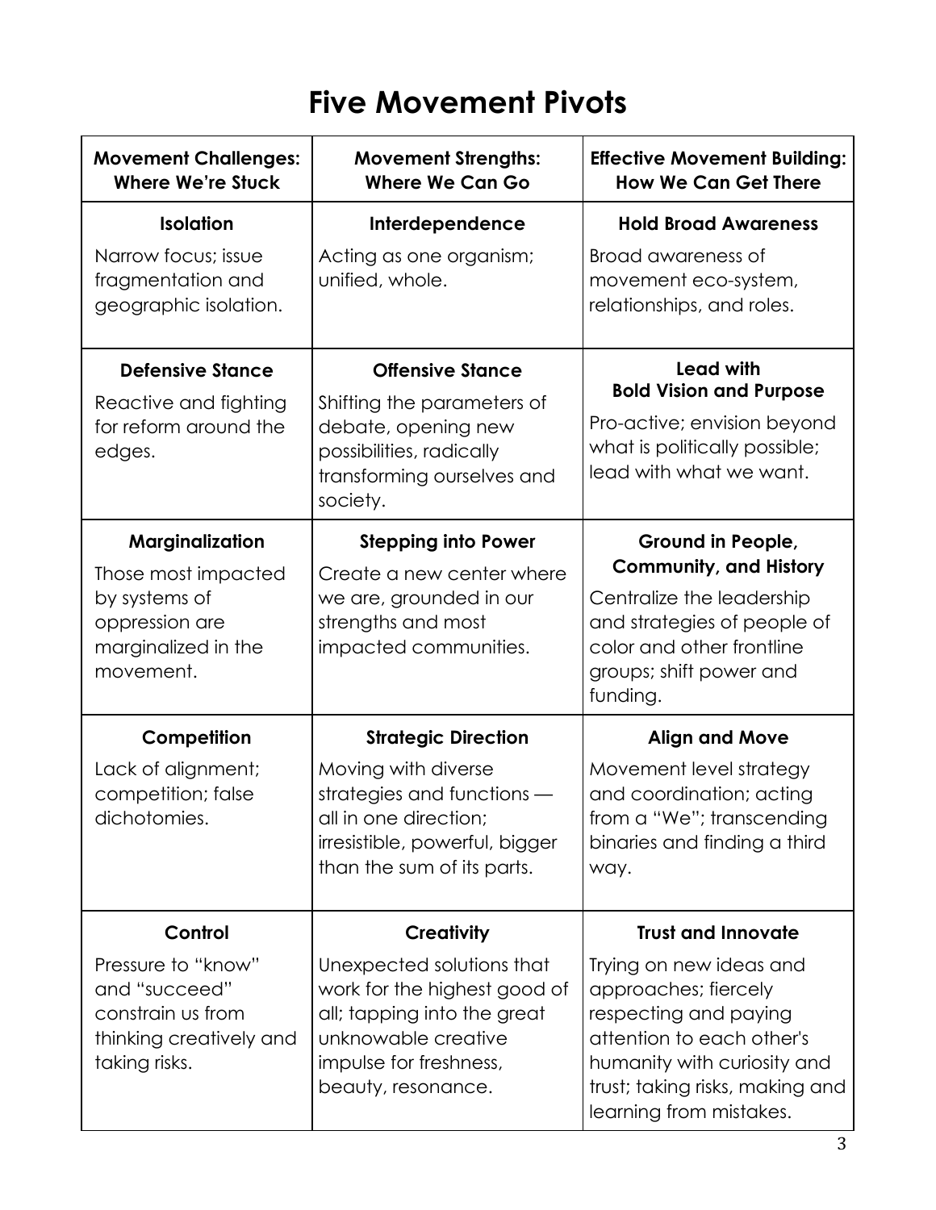# Five Movement Pivots

| Movement Challenges: Where We're Stuck | Movement Strengths: Where We Can Go | Effective Movement Building: How We Can Get There |
|---|---|---|
| **Isolation**<br>Narrow focus; issue fragmentation and geographic isolation. | **Interdependence**<br>Acting as one organism; unified, whole. | **Hold Broad Awareness**<br>Broad awareness of movement eco-system, relationships, and roles. |
| **Defensive Stance**<br>Reactive and fighting for reform around the edges. | **Offensive Stance**<br>Shifting the parameters of debate, opening new possibilities, radically transforming ourselves and society. | **Lead with Bold Vision and Purpose**<br>Pro-active; envision beyond what is politically possible; lead with what we want. |
| **Marginalization**<br>Those most impacted by systems of oppression are marginalized in the movement. | **Stepping into Power**<br>Create a new center where we are, grounded in our strengths and most impacted communities. | **Ground in People, Community, and History**<br>Centralize the leadership and strategies of people of color and other frontline groups; shift power and funding. |
| **Competition**<br>Lack of alignment; competition; false dichotomies. | **Strategic Direction**<br>Moving with diverse strategies and functions — all in one direction; irresistible, powerful, bigger than the sum of its parts. | **Align and Move**<br>Movement level strategy and coordination; acting from a "We"; transcending binaries and finding a third way. |
| **Control**<br>Pressure to "know" and "succeed" constrain us from thinking creatively and taking risks. | **Creativity**<br>Unexpected solutions that work for the highest good of all; tapping into the great unknowable creative impulse for freshness, beauty, resonance. | **Trust and Innovate**<br>Trying on new ideas and approaches; fiercely respecting and paying attention to each other's humanity with curiosity and trust; taking risks, making and learning from mistakes. |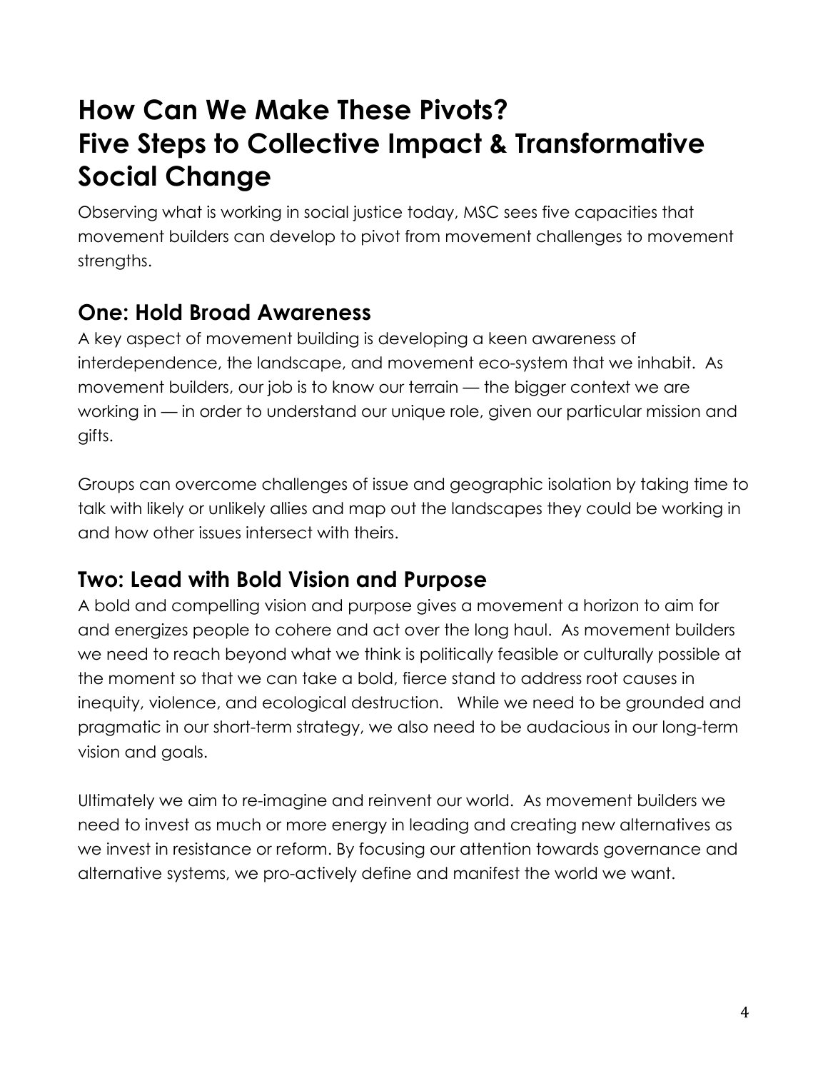# How Can We Make These Pivots? Five Steps to Collective Impact & Transformative Social Change

Observing what is working in social justice today, MSC sees five capacities that movement builders can develop to pivot from movement challenges to movement strengths.

## One: Hold Broad Awareness

A key aspect of movement building is developing a keen awareness of interdependence, the landscape, and movement eco-system that we inhabit. As movement builders, our job is to know our terrain — the bigger context we are working in — in order to understand our unique role, given our particular mission and gifts.

Groups can overcome challenges of issue and geographic isolation by taking time to talk with likely or unlikely allies and map out the landscapes they could be working in and how other issues intersect with theirs.

## Two: Lead with Bold Vision and Purpose

A bold and compelling vision and purpose gives a movement a horizon to aim for and energizes people to cohere and act over the long haul. As movement builders we need to reach beyond what we think is politically feasible or culturally possible at the moment so that we can take a bold, fierce stand to address root causes in inequity, violence, and ecological destruction. While we need to be grounded and pragmatic in our short-term strategy, we also need to be audacious in our long-term vision and goals.

Ultimately we aim to re-imagine and reinvent our world. As movement builders we need to invest as much or more energy in leading and creating new alternatives as we invest in resistance or reform. By focusing our attention towards governance and alternative systems, we pro-actively define and manifest the world we want.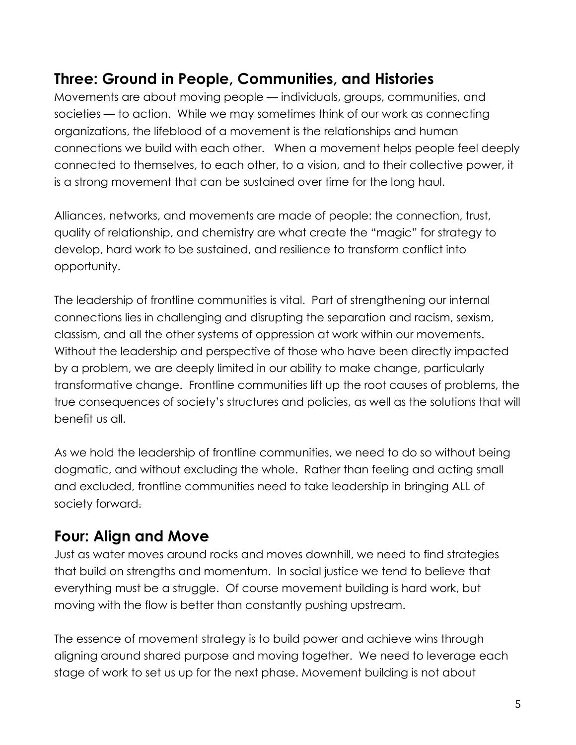## Three: Ground in People, Communities, and Histories

Movements are about moving people — individuals, groups, communities, and societies — to action. While we may sometimes think of our work as connecting organizations, the lifeblood of a movement is the relationships and human connections we build with each other. When a movement helps people feel deeply connected to themselves, to each other, to a vision, and to their collective power, it is a strong movement that can be sustained over time for the long haul.

Alliances, networks, and movements are made of people: the connection, trust, quality of relationship, and chemistry are what create the "magic" for strategy to develop, hard work to be sustained, and resilience to transform conflict into opportunity.

The leadership of frontline communities is vital. Part of strengthening our internal connections lies in challenging and disrupting the separation and racism, sexism, classism, and all the other systems of oppression at work within our movements. Without the leadership and perspective of those who have been directly impacted by a problem, we are deeply limited in our ability to make change, particularly transformative change. Frontline communities lift up the root causes of problems, the true consequences of society's structures and policies, as well as the solutions that will benefit us all.

As we hold the leadership of frontline communities, we need to do so without being dogmatic, and without excluding the whole. Rather than feeling and acting small and excluded, frontline communities need to take leadership in bringing ALL of society forward.

## Four: Align and Move

Just as water moves around rocks and moves downhill, we need to find strategies that build on strengths and momentum. In social justice we tend to believe that everything must be a struggle. Of course movement building is hard work, but moving with the flow is better than constantly pushing upstream.

The essence of movement strategy is to build power and achieve wins through aligning around shared purpose and moving together. We need to leverage each stage of work to set us up for the next phase. Movement building is not about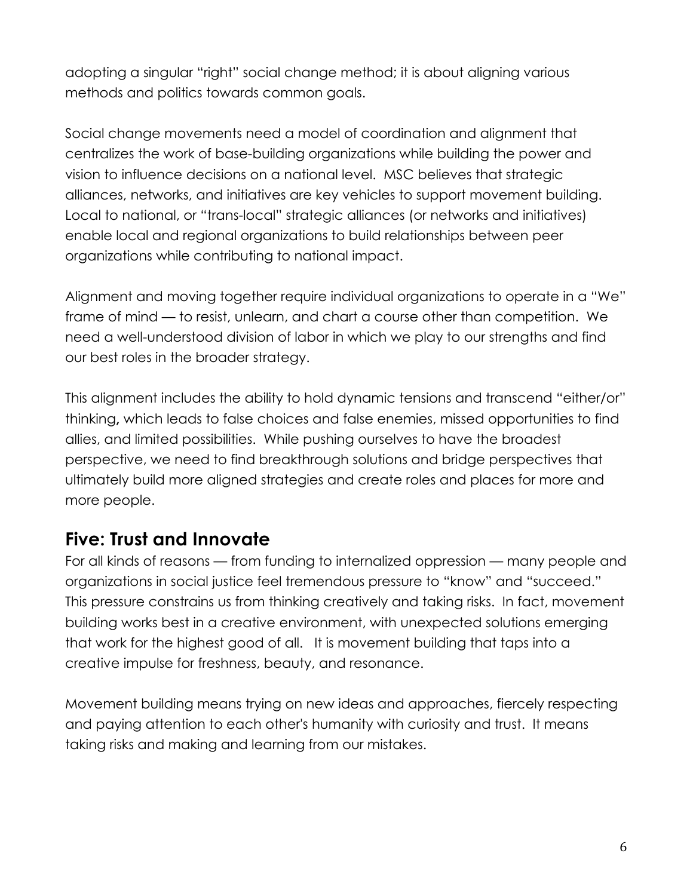adopting a singular "right" social change method; it is about aligning various methods and politics towards common goals.

Social change movements need a model of coordination and alignment that centralizes the work of base-building organizations while building the power and vision to influence decisions on a national level. MSC believes that strategic alliances, networks, and initiatives are key vehicles to support movement building. Local to national, or "trans-local" strategic alliances (or networks and initiatives) enable local and regional organizations to build relationships between peer organizations while contributing to national impact.

Alignment and moving together require individual organizations to operate in a "We" frame of mind — to resist, unlearn, and chart a course other than competition. We need a well-understood division of labor in which we play to our strengths and find our best roles in the broader strategy.

This alignment includes the ability to hold dynamic tensions and transcend "either/or" thinking, which leads to false choices and false enemies, missed opportunities to find allies, and limited possibilities. While pushing ourselves to have the broadest perspective, we need to find breakthrough solutions and bridge perspectives that ultimately build more aligned strategies and create roles and places for more and more people.

## Five: Trust and Innovate

For all kinds of reasons — from funding to internalized oppression — many people and organizations in social justice feel tremendous pressure to "know" and "succeed." This pressure constrains us from thinking creatively and taking risks. In fact, movement building works best in a creative environment, with unexpected solutions emerging that work for the highest good of all. It is movement building that taps into a creative impulse for freshness, beauty, and resonance.

Movement building means trying on new ideas and approaches, fiercely respecting and paying attention to each other's humanity with curiosity and trust. It means taking risks and making and learning from our mistakes.